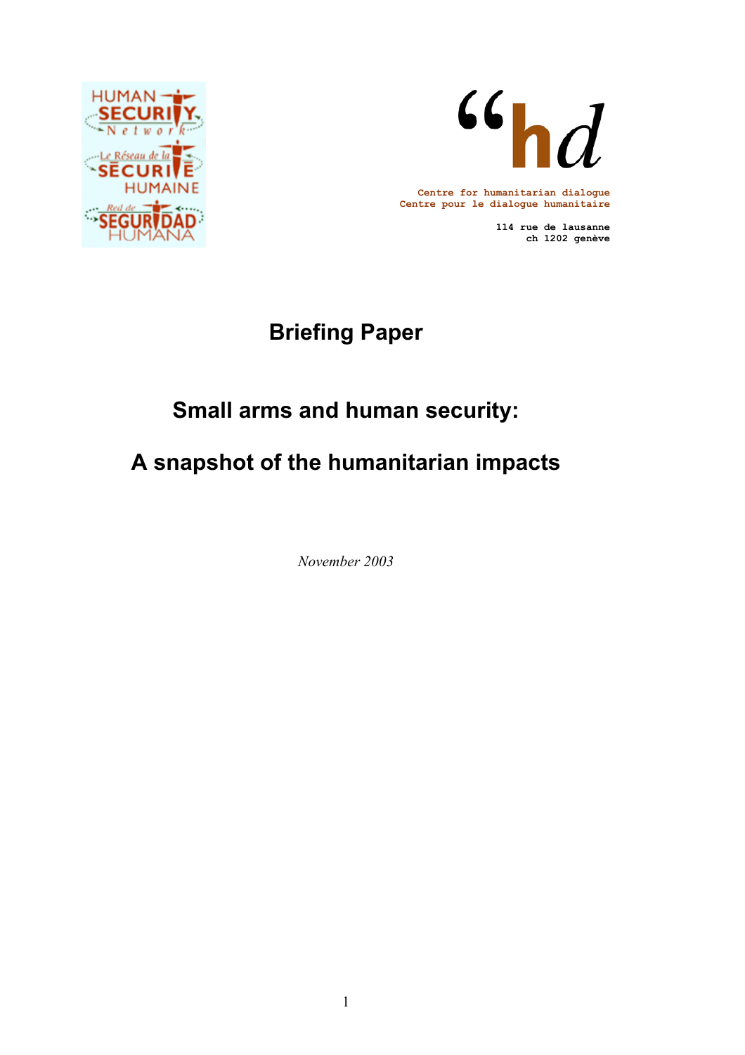HUMAN SECURITY Network

Le Réseau de la SÉCURITÉ HUMAINE

Red de SEGURIDAD HUMANA

"hd

Centre for humanitarian dialogue
Centre pour le dialogue humanitaire

114 rue de lausanne
ch 1202 genève

# Briefing Paper

## Small arms and human security:

## A snapshot of the humanitarian impacts

*November 2003*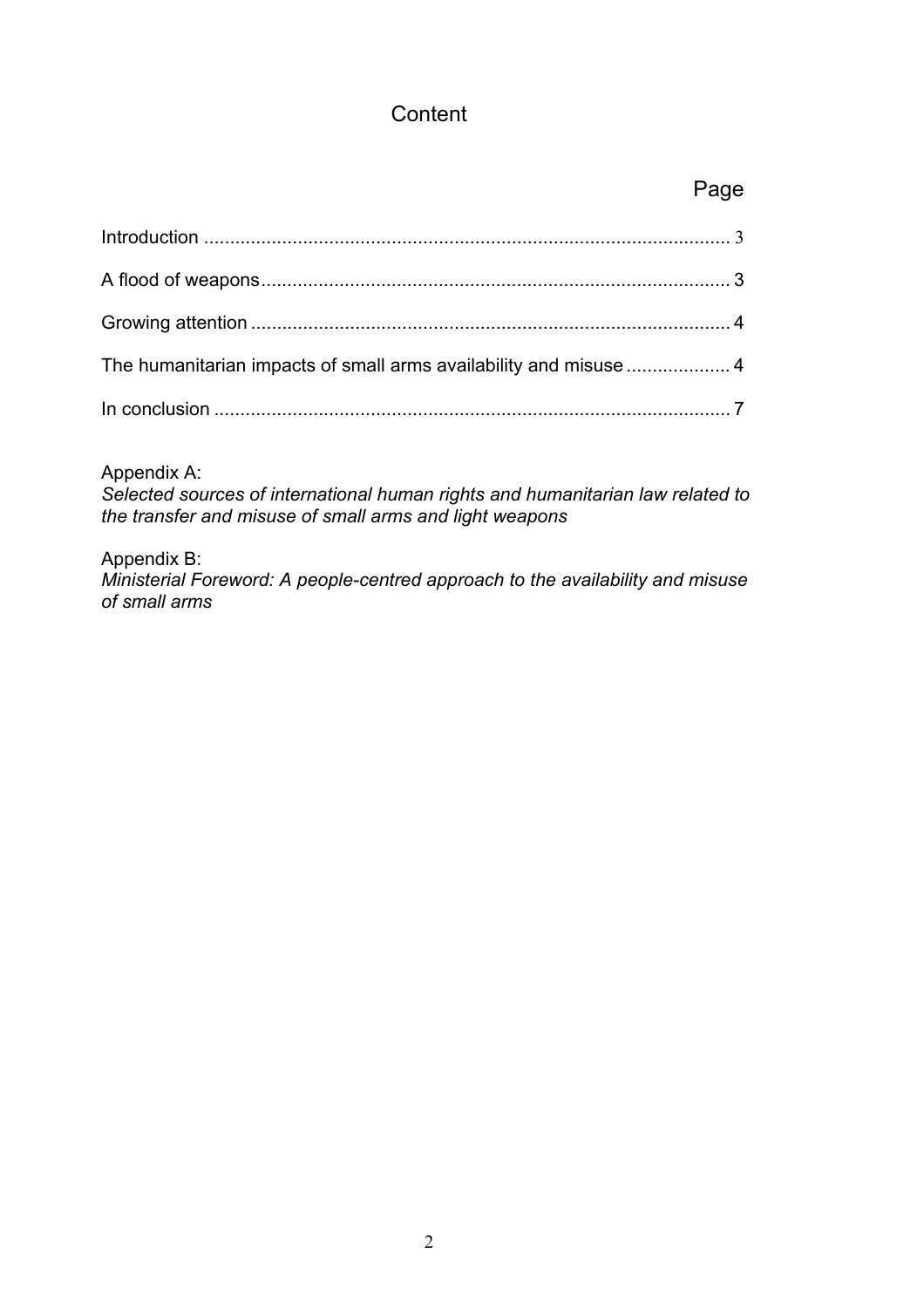# Content

| | Page |
|---|---|
| Introduction | 3 |
| A flood of weapons | 3 |
| Growing attention | 4 |
| The humanitarian impacts of small arms availability and misuse | 4 |
| In conclusion | 7 |

Appendix A:
*Selected sources of international human rights and humanitarian law related to the transfer and misuse of small arms and light weapons*

Appendix B:
*Ministerial Foreword: A people-centred approach to the availability and misuse of small arms*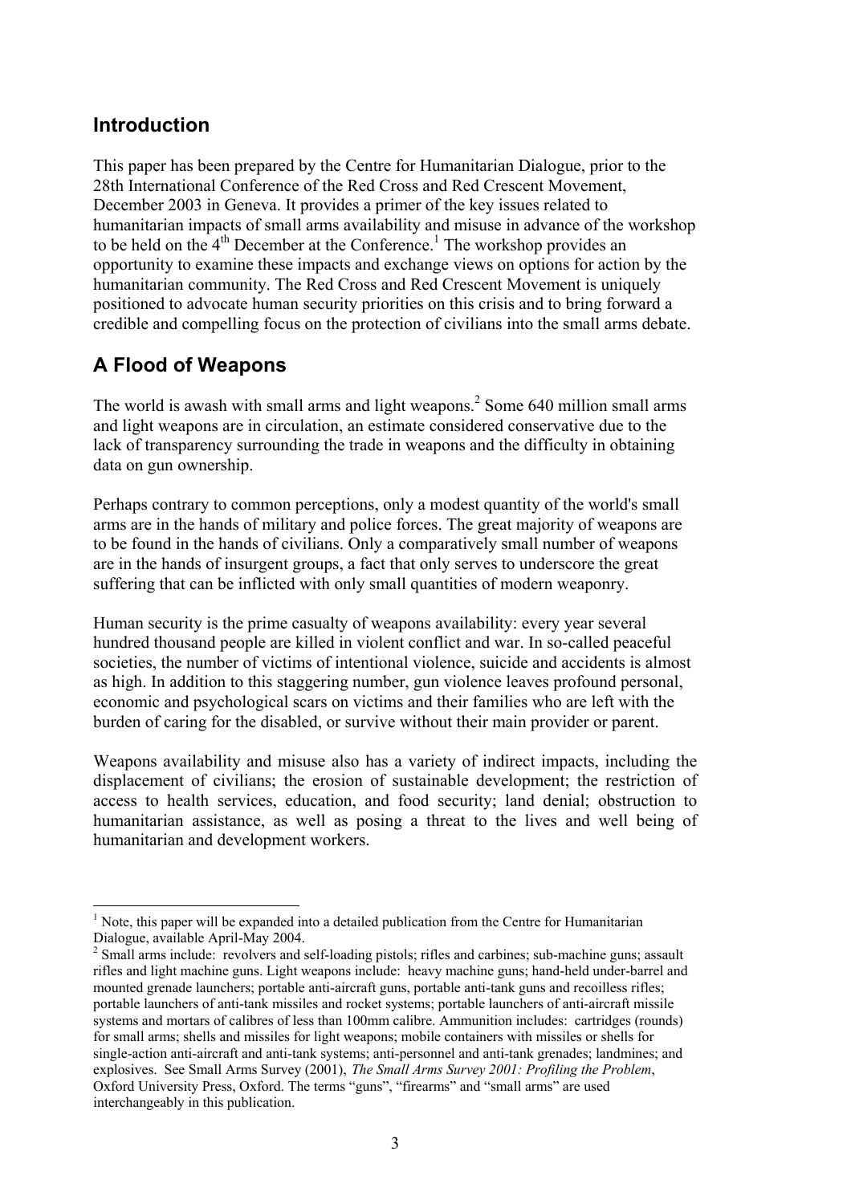## Introduction

This paper has been prepared by the Centre for Humanitarian Dialogue, prior to the 28th International Conference of the Red Cross and Red Crescent Movement, December 2003 in Geneva. It provides a primer of the key issues related to humanitarian impacts of small arms availability and misuse in advance of the workshop to be held on the 4th December at the Conference.[1] The workshop provides an opportunity to examine these impacts and exchange views on options for action by the humanitarian community. The Red Cross and Red Crescent Movement is uniquely positioned to advocate human security priorities on this crisis and to bring forward a credible and compelling focus on the protection of civilians into the small arms debate.

## A Flood of Weapons

The world is awash with small arms and light weapons.[2] Some 640 million small arms and light weapons are in circulation, an estimate considered conservative due to the lack of transparency surrounding the trade in weapons and the difficulty in obtaining data on gun ownership.

Perhaps contrary to common perceptions, only a modest quantity of the world's small arms are in the hands of military and police forces. The great majority of weapons are to be found in the hands of civilians. Only a comparatively small number of weapons are in the hands of insurgent groups, a fact that only serves to underscore the great suffering that can be inflicted with only small quantities of modern weaponry.

Human security is the prime casualty of weapons availability: every year several hundred thousand people are killed in violent conflict and war. In so-called peaceful societies, the number of victims of intentional violence, suicide and accidents is almost as high. In addition to this staggering number, gun violence leaves profound personal, economic and psychological scars on victims and their families who are left with the burden of caring for the disabled, or survive without their main provider or parent.

Weapons availability and misuse also has a variety of indirect impacts, including the displacement of civilians; the erosion of sustainable development; the restriction of access to health services, education, and food security; land denial; obstruction to humanitarian assistance, as well as posing a threat to the lives and well being of humanitarian and development workers.

---

[1] Note, this paper will be expanded into a detailed publication from the Centre for Humanitarian Dialogue, available April-May 2004.

[2] Small arms include: revolvers and self-loading pistols; rifles and carbines; sub-machine guns; assault rifles and light machine guns. Light weapons include: heavy machine guns; hand-held under-barrel and mounted grenade launchers; portable anti-aircraft guns, portable anti-tank guns and recoilless rifles; portable launchers of anti-tank missiles and rocket systems; portable launchers of anti-aircraft missile systems and mortars of calibres of less than 100mm calibre. Ammunition includes: cartridges (rounds) for small arms; shells and missiles for light weapons; mobile containers with missiles or shells for single-action anti-aircraft and anti-tank systems; anti-personnel and anti-tank grenades; landmines; and explosives. See Small Arms Survey (2001), *The Small Arms Survey 2001: Profiling the Problem*, Oxford University Press, Oxford. The terms "guns", "firearms" and "small arms" are used interchangeably in this publication.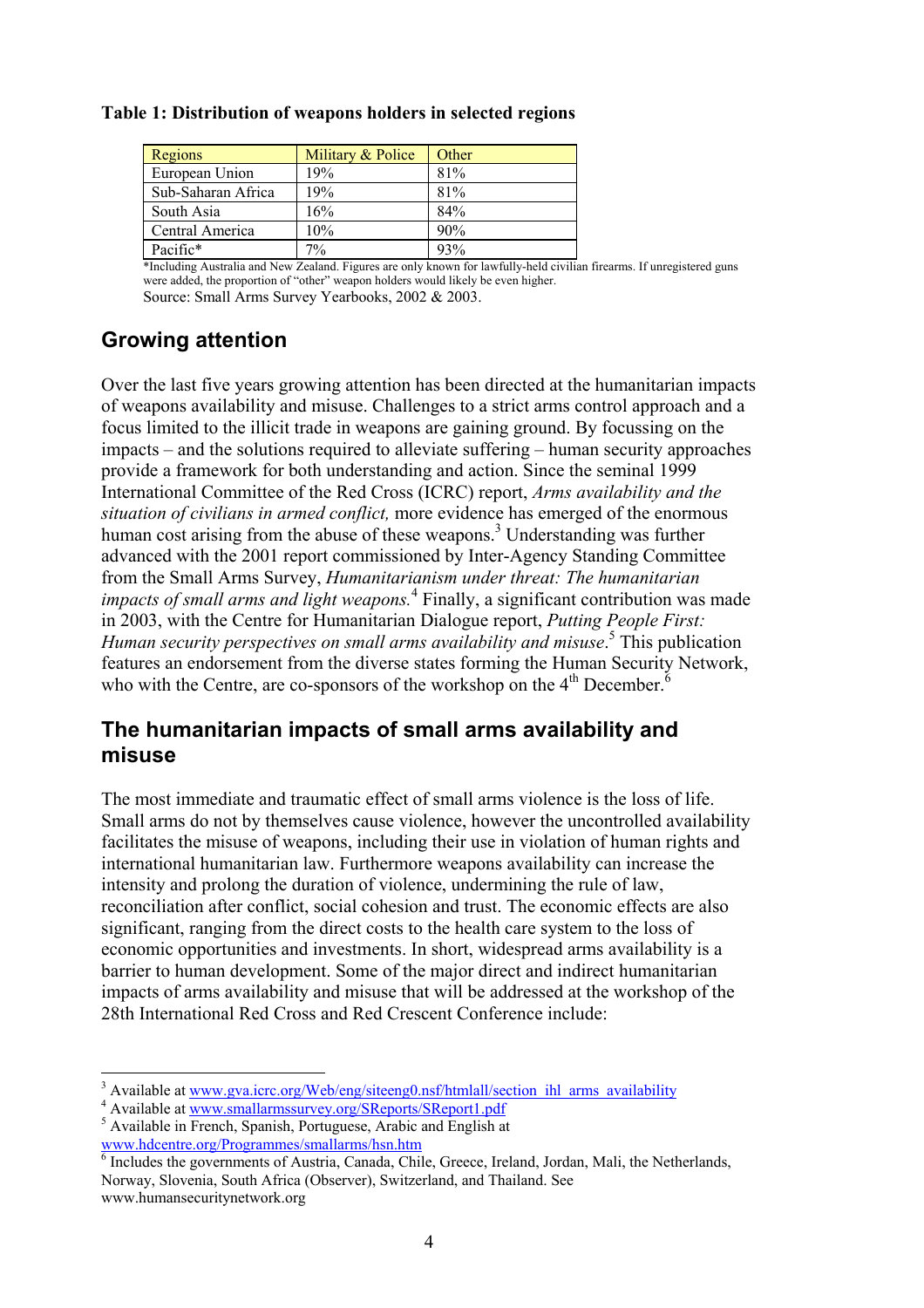**Table 1: Distribution of weapons holders in selected regions**

| Regions | Military & Police | Other |
|---|---|---|
| European Union | 19% | 81% |
| Sub-Saharan Africa | 19% | 81% |
| South Asia | 16% | 84% |
| Central America | 10% | 90% |
| Pacific* | 7% | 93% |

*Including Australia and New Zealand. Figures are only known for lawfully-held civilian firearms. If unregistered guns were added, the proportion of "other" weapon holders would likely be even higher.

Source: Small Arms Survey Yearbooks, 2002 & 2003.

## Growing attention

Over the last five years growing attention has been directed at the humanitarian impacts of weapons availability and misuse. Challenges to a strict arms control approach and a focus limited to the illicit trade in weapons are gaining ground. By focussing on the impacts – and the solutions required to alleviate suffering – human security approaches provide a framework for both understanding and action. Since the seminal 1999 International Committee of the Red Cross (ICRC) report, *Arms availability and the situation of civilians in armed conflict,* more evidence has emerged of the enormous human cost arising from the abuse of these weapons.[3] Understanding was further advanced with the 2001 report commissioned by Inter-Agency Standing Committee from the Small Arms Survey, *Humanitarianism under threat: The humanitarian impacts of small arms and light weapons.*[4] Finally, a significant contribution was made in 2003, with the Centre for Humanitarian Dialogue report, *Putting People First: Human security perspectives on small arms availability and misuse*.[5] This publication features an endorsement from the diverse states forming the Human Security Network, who with the Centre, are co-sponsors of the workshop on the 4th December.[6]

## The humanitarian impacts of small arms availability and misuse

The most immediate and traumatic effect of small arms violence is the loss of life. Small arms do not by themselves cause violence, however the uncontrolled availability facilitates the misuse of weapons, including their use in violation of human rights and international humanitarian law. Furthermore weapons availability can increase the intensity and prolong the duration of violence, undermining the rule of law, reconciliation after conflict, social cohesion and trust. The economic effects are also significant, ranging from the direct costs to the health care system to the loss of economic opportunities and investments. In short, widespread arms availability is a barrier to human development. Some of the major direct and indirect humanitarian impacts of arms availability and misuse that will be addressed at the workshop of the 28th International Red Cross and Red Crescent Conference include:

---

[3] Available at www.gva.icrc.org/Web/eng/siteeng0.nsf/htmlall/section_ihl_arms_availability

[4] Available at www.smallarmssurvey.org/SReports/SReport1.pdf

[5] Available in French, Spanish, Portuguese, Arabic and English at www.hdcentre.org/Programmes/smallarms/hsn.htm

[6] Includes the governments of Austria, Canada, Chile, Greece, Ireland, Jordan, Mali, the Netherlands, Norway, Slovenia, South Africa (Observer), Switzerland, and Thailand. See www.humansecuritynetwork.org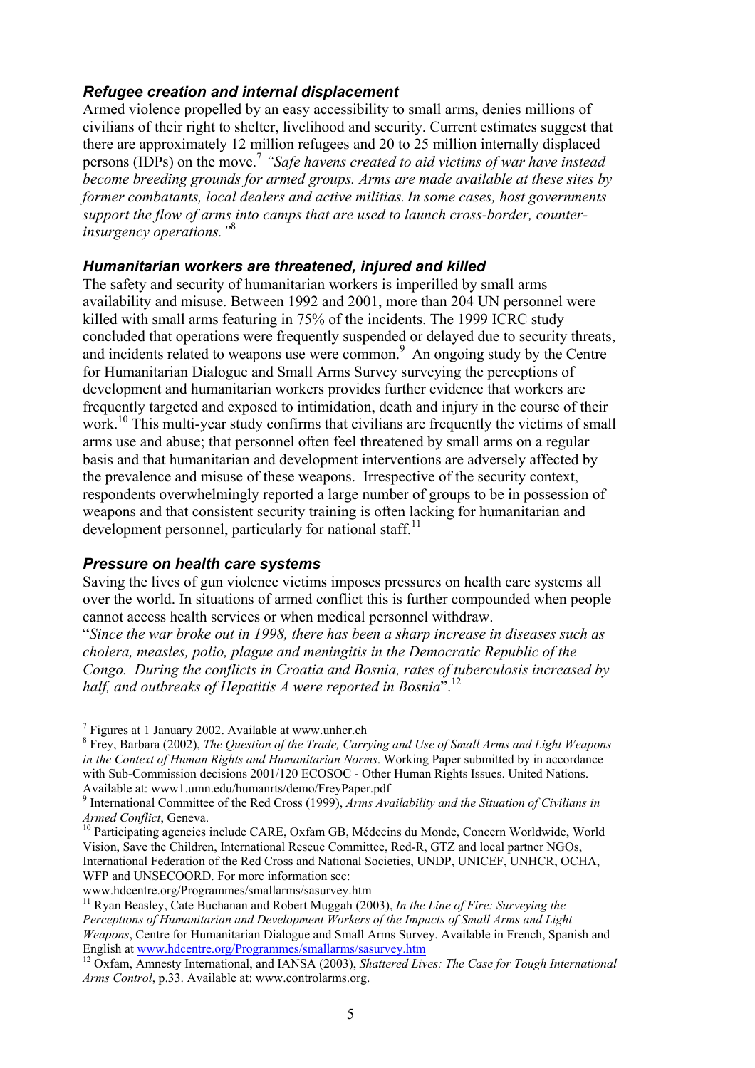### *Refugee creation and internal displacement*

Armed violence propelled by an easy accessibility to small arms, denies millions of civilians of their right to shelter, livelihood and security. Current estimates suggest that there are approximately 12 million refugees and 20 to 25 million internally displaced persons (IDPs) on the move.[7] *"Safe havens created to aid victims of war have instead become breeding grounds for armed groups. Arms are made available at these sites by former combatants, local dealers and active militias. In some cases, host governments support the flow of arms into camps that are used to launch cross-border, counter-insurgency operations."*[8]

### *Humanitarian workers are threatened, injured and killed*

The safety and security of humanitarian workers is imperilled by small arms availability and misuse. Between 1992 and 2001, more than 204 UN personnel were killed with small arms featuring in 75% of the incidents. The 1999 ICRC study concluded that operations were frequently suspended or delayed due to security threats, and incidents related to weapons use were common.[9] An ongoing study by the Centre for Humanitarian Dialogue and Small Arms Survey surveying the perceptions of development and humanitarian workers provides further evidence that workers are frequently targeted and exposed to intimidation, death and injury in the course of their work.[10] This multi-year study confirms that civilians are frequently the victims of small arms use and abuse; that personnel often feel threatened by small arms on a regular basis and that humanitarian and development interventions are adversely affected by the prevalence and misuse of these weapons. Irrespective of the security context, respondents overwhelmingly reported a large number of groups to be in possession of weapons and that consistent security training is often lacking for humanitarian and development personnel, particularly for national staff.[11]

### *Pressure on health care systems*

Saving the lives of gun violence victims imposes pressures on health care systems all over the world. In situations of armed conflict this is further compounded when people cannot access health services or when medical personnel withdraw.

"*Since the war broke out in 1998, there has been a sharp increase in diseases such as cholera, measles, polio, plague and meningitis in the Democratic Republic of the Congo. During the conflicts in Croatia and Bosnia, rates of tuberculosis increased by half, and outbreaks of Hepatitis A were reported in Bosnia*".[12]

---

[7] Figures at 1 January 2002. Available at www.unhcr.ch

[8] Frey, Barbara (2002), *The Question of the Trade, Carrying and Use of Small Arms and Light Weapons in the Context of Human Rights and Humanitarian Norms*. Working Paper submitted by in accordance with Sub-Commission decisions 2001/120 ECOSOC - Other Human Rights Issues. United Nations. Available at: www1.umn.edu/humanrts/demo/FreyPaper.pdf

[9] International Committee of the Red Cross (1999), *Arms Availability and the Situation of Civilians in Armed Conflict*, Geneva.

[10] Participating agencies include CARE, Oxfam GB, Médecins du Monde, Concern Worldwide, World Vision, Save the Children, International Rescue Committee, Red-R, GTZ and local partner NGOs, International Federation of the Red Cross and National Societies, UNDP, UNICEF, UNHCR, OCHA, WFP and UNSECOORD. For more information see: www.hdcentre.org/Programmes/smallarms/sasurvey.htm

[11] Ryan Beasley, Cate Buchanan and Robert Muggah (2003), *In the Line of Fire: Surveying the Perceptions of Humanitarian and Development Workers of the Impacts of Small Arms and Light Weapons*, Centre for Humanitarian Dialogue and Small Arms Survey. Available in French, Spanish and English at www.hdcentre.org/Programmes/smallarms/sasurvey.htm

[12] Oxfam, Amnesty International, and IANSA (2003), *Shattered Lives: The Case for Tough International Arms Control*, p.33. Available at: www.controlarms.org.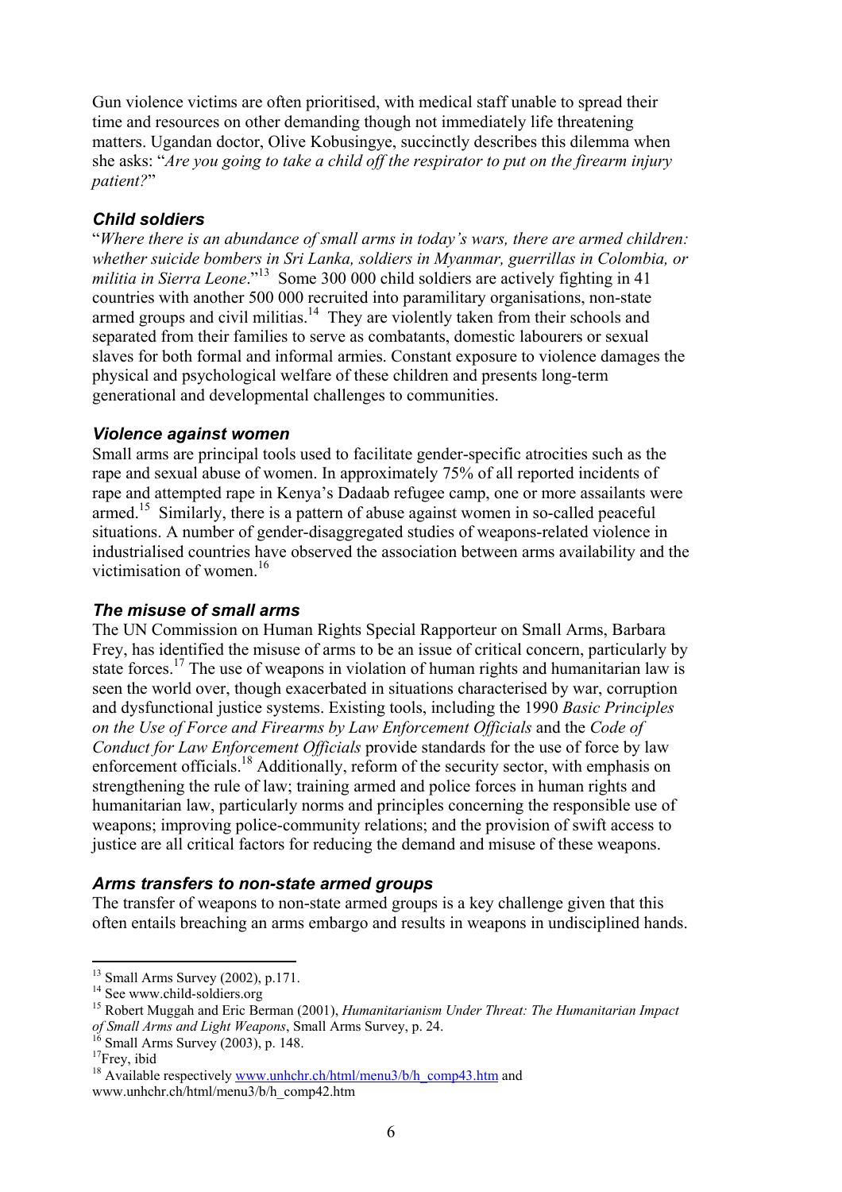Gun violence victims are often prioritised, with medical staff unable to spread their time and resources on other demanding though not immediately life threatening matters. Ugandan doctor, Olive Kobusingye, succinctly describes this dilemma when she asks: "*Are you going to take a child off the respirator to put on the firearm injury patient?*"

### *Child soldiers*

"*Where there is an abundance of small arms in today's wars, there are armed children: whether suicide bombers in Sri Lanka, soldiers in Myanmar, guerrillas in Colombia, or militia in Sierra Leone*."[13] Some 300 000 child soldiers are actively fighting in 41 countries with another 500 000 recruited into paramilitary organisations, non-state armed groups and civil militias.[14] They are violently taken from their schools and separated from their families to serve as combatants, domestic labourers or sexual slaves for both formal and informal armies. Constant exposure to violence damages the physical and psychological welfare of these children and presents long-term generational and developmental challenges to communities.

### *Violence against women*

Small arms are principal tools used to facilitate gender-specific atrocities such as the rape and sexual abuse of women. In approximately 75% of all reported incidents of rape and attempted rape in Kenya's Dadaab refugee camp, one or more assailants were armed.[15] Similarly, there is a pattern of abuse against women in so-called peaceful situations. A number of gender-disaggregated studies of weapons-related violence in industrialised countries have observed the association between arms availability and the victimisation of women.[16]

### *The misuse of small arms*

The UN Commission on Human Rights Special Rapporteur on Small Arms, Barbara Frey, has identified the misuse of arms to be an issue of critical concern, particularly by state forces.[17] The use of weapons in violation of human rights and humanitarian law is seen the world over, though exacerbated in situations characterised by war, corruption and dysfunctional justice systems. Existing tools, including the 1990 *Basic Principles on the Use of Force and Firearms by Law Enforcement Officials* and the *Code of Conduct for Law Enforcement Officials* provide standards for the use of force by law enforcement officials.[18] Additionally, reform of the security sector, with emphasis on strengthening the rule of law; training armed and police forces in human rights and humanitarian law, particularly norms and principles concerning the responsible use of weapons; improving police-community relations; and the provision of swift access to justice are all critical factors for reducing the demand and misuse of these weapons.

### *Arms transfers to non-state armed groups*

The transfer of weapons to non-state armed groups is a key challenge given that this often entails breaching an arms embargo and results in weapons in undisciplined hands.

---

[13] Small Arms Survey (2002), p.171.

[14] See www.child-soldiers.org

[15] Robert Muggah and Eric Berman (2001), *Humanitarianism Under Threat: The Humanitarian Impact of Small Arms and Light Weapons*, Small Arms Survey, p. 24.

[16] Small Arms Survey (2003), p. 148.

[17] Frey, ibid

[18] Available respectively www.unhchr.ch/html/menu3/b/h_comp43.htm and www.unhchr.ch/html/menu3/b/h_comp42.htm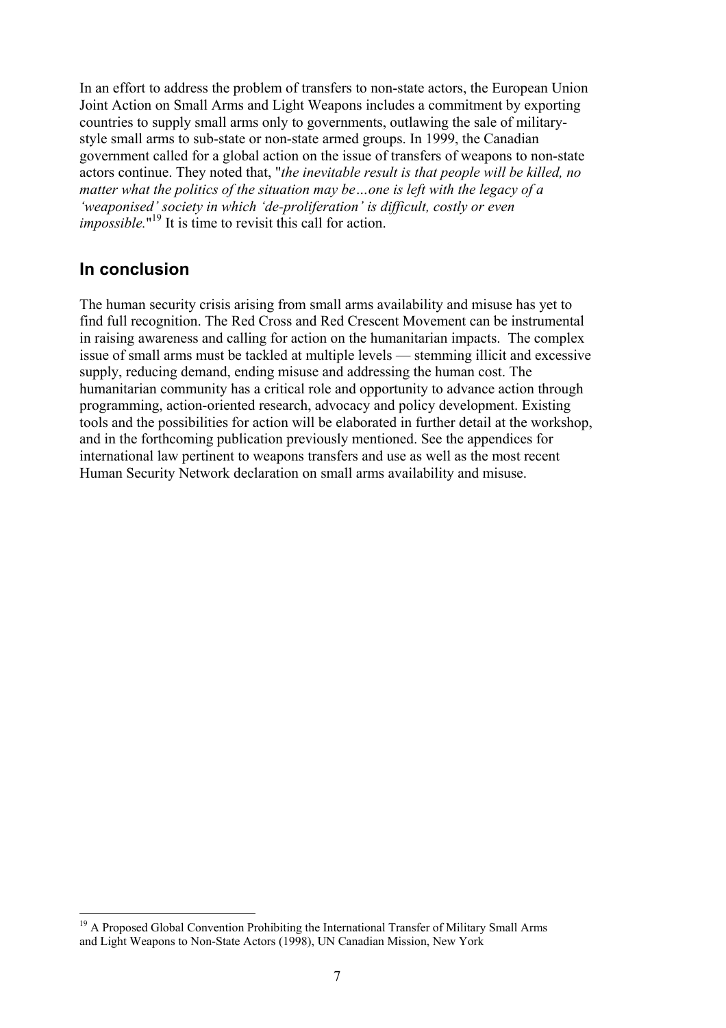In an effort to address the problem of transfers to non-state actors, the European Union Joint Action on Small Arms and Light Weapons includes a commitment by exporting countries to supply small arms only to governments, outlawing the sale of military-style small arms to sub-state or non-state armed groups. In 1999, the Canadian government called for a global action on the issue of transfers of weapons to non-state actors continue. They noted that, "*the inevitable result is that people will be killed, no matter what the politics of the situation may be…one is left with the legacy of a 'weaponised' society in which 'de-proliferation' is difficult, costly or even impossible.*"[19] It is time to revisit this call for action.

## In conclusion

The human security crisis arising from small arms availability and misuse has yet to find full recognition. The Red Cross and Red Crescent Movement can be instrumental in raising awareness and calling for action on the humanitarian impacts. The complex issue of small arms must be tackled at multiple levels — stemming illicit and excessive supply, reducing demand, ending misuse and addressing the human cost. The humanitarian community has a critical role and opportunity to advance action through programming, action-oriented research, advocacy and policy development. Existing tools and the possibilities for action will be elaborated in further detail at the workshop, and in the forthcoming publication previously mentioned. See the appendices for international law pertinent to weapons transfers and use as well as the most recent Human Security Network declaration on small arms availability and misuse.

---

[19] A Proposed Global Convention Prohibiting the International Transfer of Military Small Arms and Light Weapons to Non-State Actors (1998), UN Canadian Mission, New York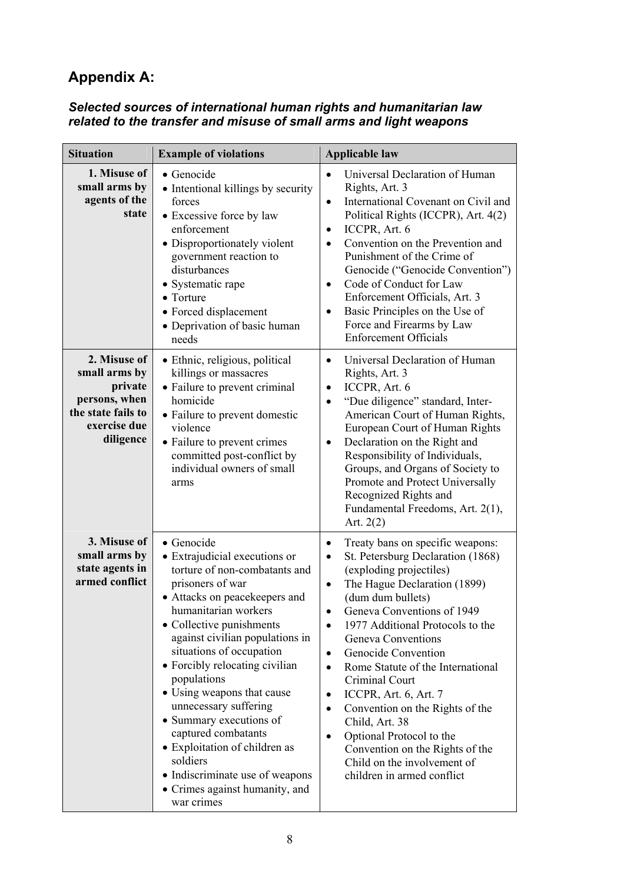## Appendix A:

### *Selected sources of international human rights and humanitarian law related to the transfer and misuse of small arms and light weapons*

| Situation | Example of violations | Applicable law |
|---|---|---|
| **1. Misuse of small arms by agents of the state** | • Genocide<br>• Intentional killings by security forces<br>• Excessive force by law enforcement<br>• Disproportionately violent government reaction to disturbances<br>• Systematic rape<br>• Torture<br>• Forced displacement<br>• Deprivation of basic human needs | • Universal Declaration of Human Rights, Art. 3<br>• International Covenant on Civil and Political Rights (ICCPR), Art. 4(2)<br>• ICCPR, Art. 6<br>• Convention on the Prevention and Punishment of the Crime of Genocide ("Genocide Convention")<br>• Code of Conduct for Law Enforcement Officials, Art. 3<br>• Basic Principles on the Use of Force and Firearms by Law Enforcement Officials |
| **2. Misuse of small arms by private persons, when the state fails to exercise due diligence** | • Ethnic, religious, political killings or massacres<br>• Failure to prevent criminal homicide<br>• Failure to prevent domestic violence<br>• Failure to prevent crimes committed post-conflict by individual owners of small arms | • Universal Declaration of Human Rights, Art. 3<br>• ICCPR, Art. 6<br>• "Due diligence" standard, Inter-American Court of Human Rights, European Court of Human Rights<br>• Declaration on the Right and Responsibility of Individuals, Groups, and Organs of Society to Promote and Protect Universally Recognized Rights and Fundamental Freedoms, Art. 2(1), Art. 2(2) |
| **3. Misuse of small arms by state agents in armed conflict** | • Genocide<br>• Extrajudicial executions or torture of non-combatants and prisoners of war<br>• Attacks on peacekeepers and humanitarian workers<br>• Collective punishments against civilian populations in situations of occupation<br>• Forcibly relocating civilian populations<br>• Using weapons that cause unnecessary suffering<br>• Summary executions of captured combatants<br>• Exploitation of children as soldiers<br>• Indiscriminate use of weapons<br>• Crimes against humanity, and war crimes | • Treaty bans on specific weapons:<br>• St. Petersburg Declaration (1868) (exploding projectiles)<br>• The Hague Declaration (1899) (dum dum bullets)<br>• Geneva Conventions of 1949<br>• 1977 Additional Protocols to the Geneva Conventions<br>• Genocide Convention<br>• Rome Statute of the International Criminal Court<br>• ICCPR, Art. 6, Art. 7<br>• Convention on the Rights of the Child, Art. 38<br>• Optional Protocol to the Convention on the Rights of the Child on the involvement of children in armed conflict |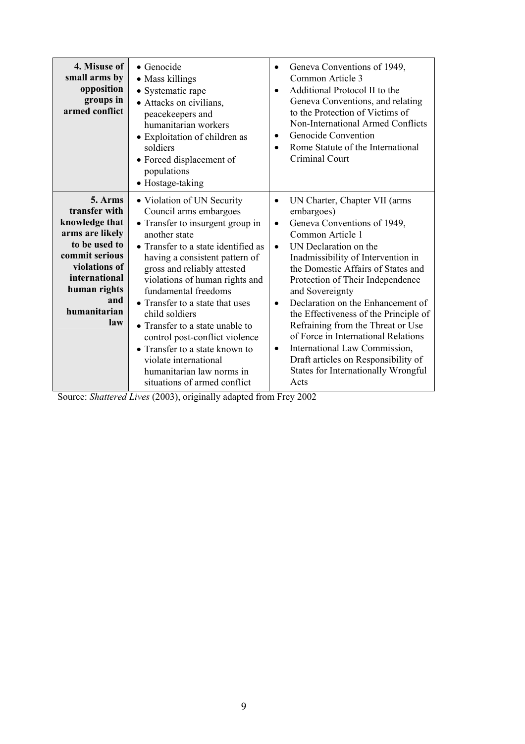| | | |
|---|---|---|
| **4. Misuse of small arms by opposition groups in armed conflict** | • Genocide<br>• Mass killings<br>• Systematic rape<br>• Attacks on civilians, peacekeepers and humanitarian workers<br>• Exploitation of children as soldiers<br>• Forced displacement of populations<br>• Hostage-taking | • Geneva Conventions of 1949, Common Article 3<br>• Additional Protocol II to the Geneva Conventions, and relating to the Protection of Victims of Non-International Armed Conflicts<br>• Genocide Convention<br>• Rome Statute of the International Criminal Court |
| **5. Arms transfer with knowledge that arms are likely to be used to commit serious violations of international human rights and humanitarian law** | • Violation of UN Security Council arms embargoes<br>• Transfer to insurgent group in another state<br>• Transfer to a state identified as having a consistent pattern of gross and reliably attested violations of human rights and fundamental freedoms<br>• Transfer to a state that uses child soldiers<br>• Transfer to a state unable to control post-conflict violence<br>• Transfer to a state known to violate international humanitarian law norms in situations of armed conflict | • UN Charter, Chapter VII (arms embargoes)<br>• Geneva Conventions of 1949, Common Article 1<br>• UN Declaration on the Inadmissibility of Intervention in the Domestic Affairs of States and Protection of Their Independence and Sovereignty<br>• Declaration on the Enhancement of the Effectiveness of the Principle of Refraining from the Threat or Use of Force in International Relations<br>• International Law Commission, Draft articles on Responsibility of States for Internationally Wrongful Acts |

Source: *Shattered Lives* (2003), originally adapted from Frey 2002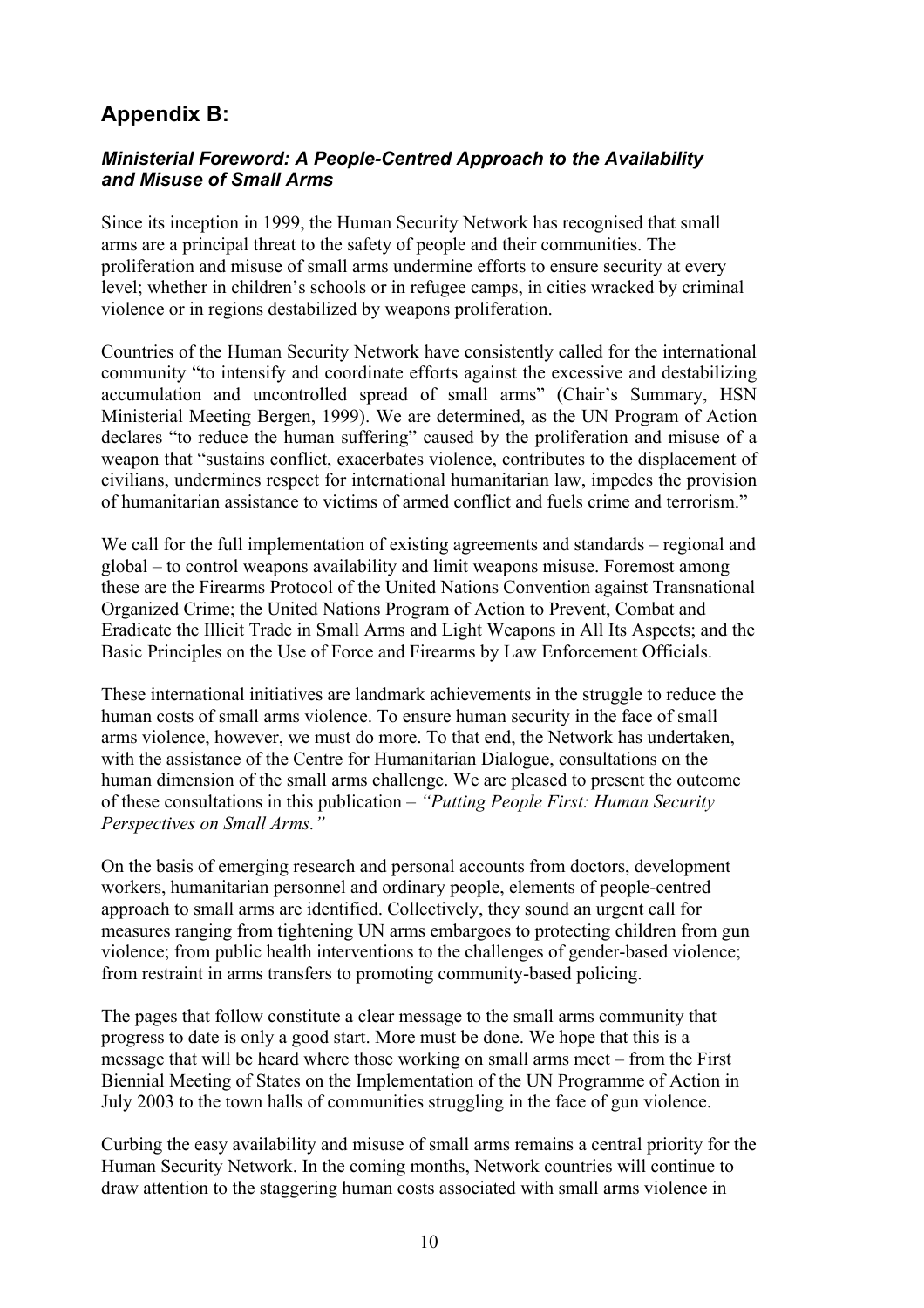## Appendix B:

### *Ministerial Foreword: A People-Centred Approach to the Availability and Misuse of Small Arms*

Since its inception in 1999, the Human Security Network has recognised that small arms are a principal threat to the safety of people and their communities. The proliferation and misuse of small arms undermine efforts to ensure security at every level; whether in children's schools or in refugee camps, in cities wracked by criminal violence or in regions destabilized by weapons proliferation.

Countries of the Human Security Network have consistently called for the international community "to intensify and coordinate efforts against the excessive and destabilizing accumulation and uncontrolled spread of small arms" (Chair's Summary, HSN Ministerial Meeting Bergen, 1999). We are determined, as the UN Program of Action declares "to reduce the human suffering" caused by the proliferation and misuse of a weapon that "sustains conflict, exacerbates violence, contributes to the displacement of civilians, undermines respect for international humanitarian law, impedes the provision of humanitarian assistance to victims of armed conflict and fuels crime and terrorism."

We call for the full implementation of existing agreements and standards – regional and global – to control weapons availability and limit weapons misuse. Foremost among these are the Firearms Protocol of the United Nations Convention against Transnational Organized Crime; the United Nations Program of Action to Prevent, Combat and Eradicate the Illicit Trade in Small Arms and Light Weapons in All Its Aspects; and the Basic Principles on the Use of Force and Firearms by Law Enforcement Officials.

These international initiatives are landmark achievements in the struggle to reduce the human costs of small arms violence. To ensure human security in the face of small arms violence, however, we must do more. To that end, the Network has undertaken, with the assistance of the Centre for Humanitarian Dialogue, consultations on the human dimension of the small arms challenge. We are pleased to present the outcome of these consultations in this publication – *"Putting People First: Human Security Perspectives on Small Arms."*

On the basis of emerging research and personal accounts from doctors, development workers, humanitarian personnel and ordinary people, elements of people-centred approach to small arms are identified. Collectively, they sound an urgent call for measures ranging from tightening UN arms embargoes to protecting children from gun violence; from public health interventions to the challenges of gender-based violence; from restraint in arms transfers to promoting community-based policing.

The pages that follow constitute a clear message to the small arms community that progress to date is only a good start. More must be done. We hope that this is a message that will be heard where those working on small arms meet – from the First Biennial Meeting of States on the Implementation of the UN Programme of Action in July 2003 to the town halls of communities struggling in the face of gun violence.

Curbing the easy availability and misuse of small arms remains a central priority for the Human Security Network. In the coming months, Network countries will continue to draw attention to the staggering human costs associated with small arms violence in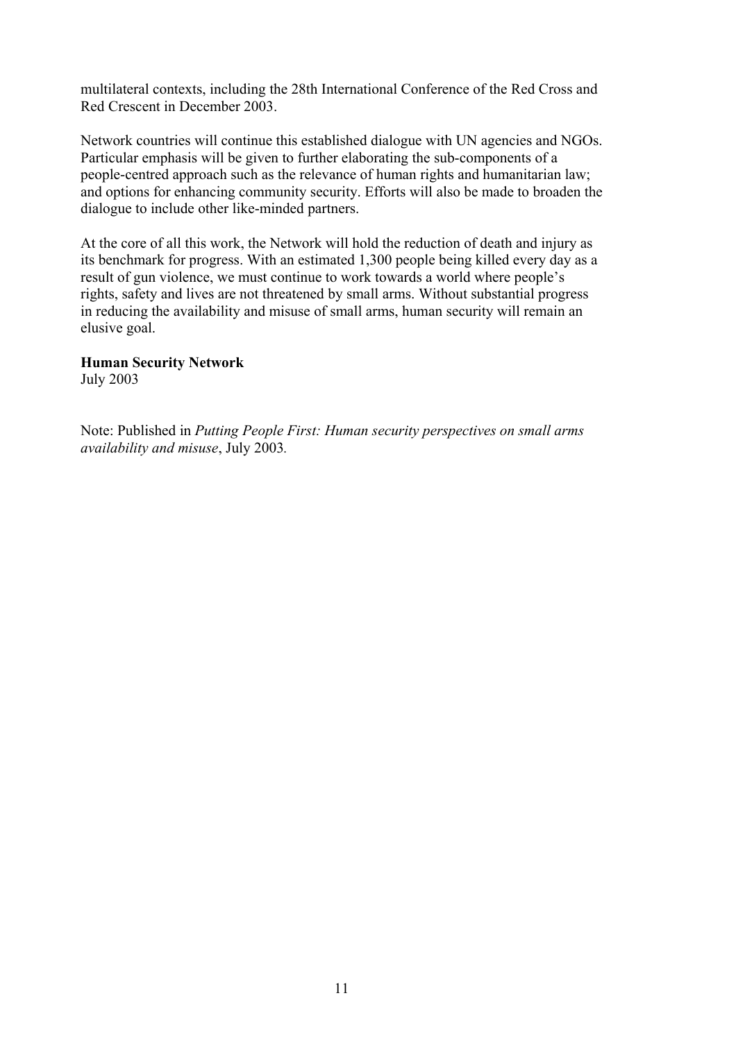multilateral contexts, including the 28th International Conference of the Red Cross and Red Crescent in December 2003.

Network countries will continue this established dialogue with UN agencies and NGOs. Particular emphasis will be given to further elaborating the sub-components of a people-centred approach such as the relevance of human rights and humanitarian law; and options for enhancing community security. Efforts will also be made to broaden the dialogue to include other like-minded partners.

At the core of all this work, the Network will hold the reduction of death and injury as its benchmark for progress. With an estimated 1,300 people being killed every day as a result of gun violence, we must continue to work towards a world where people's rights, safety and lives are not threatened by small arms. Without substantial progress in reducing the availability and misuse of small arms, human security will remain an elusive goal.

**Human Security Network**
July 2003

Note: Published in *Putting People First: Human security perspectives on small arms availability and misuse*, July 2003.